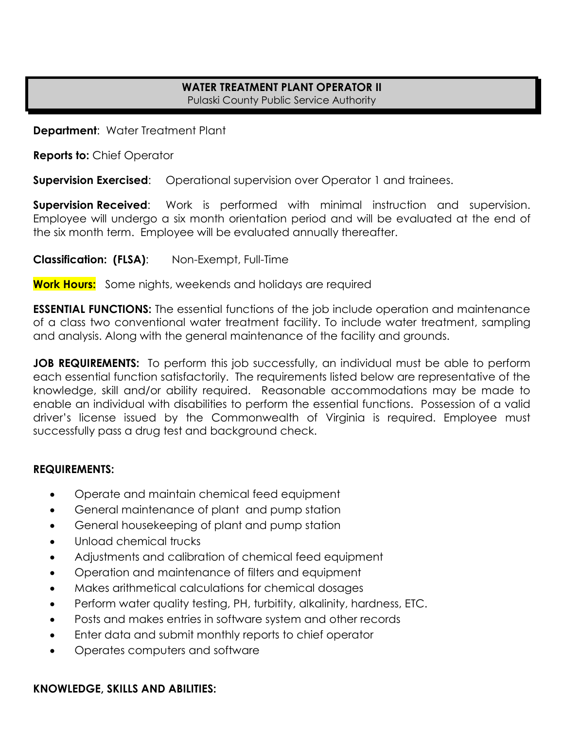# WATER TREATMENT PLANT OPERATOR II

Pulaski County Public Service Authority

**Department**: Water Treatment Plant

**Reports to:** Chief Operator

**Supervision Exercised**: Operational supervision over Operator 1 and trainees.

**Supervision Received**: Work is performed with minimal instruction and supervision. Employee will undergo a six month orientation period and will be evaluated at the end of the six month term. Employee will be evaluated annually thereafter.

**Classification: (FLSA)**: Non-Exempt, Full-Time

**Work Hours:** Some nights, weekends and holidays are required

**ESSENTIAL FUNCTIONS:** The essential functions of the job include operation and maintenance of a class two conventional water treatment facility. To include water treatment, sampling and analysis. Along with the general maintenance of the facility and grounds.

**JOB REQUIREMENTS:** To perform this job successfully, an individual must be able to perform each essential function satisfactorily. The requirements listed below are representative of the knowledge, skill and/or ability required. Reasonable accommodations may be made to enable an individual with disabilities to perform the essential functions. Possession of a valid driver's license issued by the Commonwealth of Virginia is required. Employee must successfully pass a drug test and background check.

**REQUIREMENTS:**

- Operate and maintain chemical feed equipment
- General maintenance of plant and pump station
- General housekeeping of plant and pump station
- Unload chemical trucks
- Adjustments and calibration of chemical feed equipment
- Operation and maintenance of filters and equipment
- Makes arithmetical calculations for chemical dosages
- Perform water quality testing, PH, turbitity, alkalinity, hardness, ETC.
- Posts and makes entries in software system and other records
- Enter data and submit monthly reports to chief operator
- Operates computers and software

**KNOWLEDGE, SKILLS AND ABILITIES:**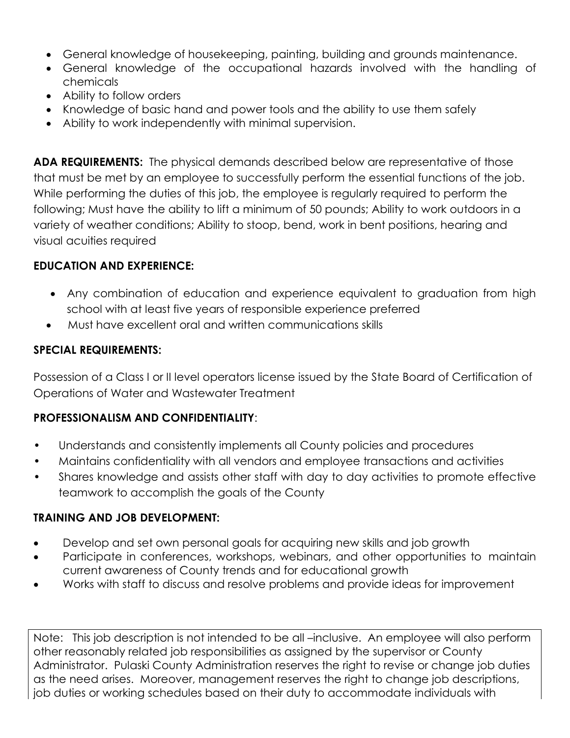- General knowledge of housekeeping, painting, building and grounds maintenance.
- General knowledge of the occupational hazards involved with the handling of chemicals
- Ability to follow orders
- Knowledge of basic hand and power tools and the ability to use them safely
- Ability to work independently with minimal supervision.

**ADA REQUIREMENTS:** The physical demands described below are representative of those that must be met by an employee to successfully perform the essential functions of the job. While performing the duties of this job, the employee is regularly required to perform the following; Must have the ability to lift a minimum of 50 pounds; Ability to work outdoors in a variety of weather conditions; Ability to stoop, bend, work in bent positions, hearing and visual acuities required

**EDUCATION AND EXPERIENCE:**

- Any combination of education and experience equivalent to graduation from high school with at least five years of responsible experience preferred
- Must have excellent oral and written communications skills

**SPECIAL REQUIREMENTS:**

Possession of a Class I or II level operators license issued by the State Board of Certification of Operations of Water and Wastewater Treatment

**PROFESSIONALISM AND CONFIDENTIALITY**:

- Understands and consistently implements all County policies and procedures
- Maintains confidentiality with all vendors and employee transactions and activities
- Shares knowledge and assists other staff with day to day activities to promote effective teamwork to accomplish the goals of the County

**TRAINING AND JOB DEVELOPMENT:**

- Develop and set own personal goals for acquiring new skills and job growth
- Participate in conferences, workshops, webinars, and other opportunities to maintain current awareness of County trends and for educational growth
- Works with staff to discuss and resolve problems and provide ideas for improvement

Note: This job description is not intended to be all –inclusive. An employee will also perform other reasonably related job responsibilities as assigned by the supervisor or County Administrator. Pulaski County Administration reserves the right to revise or change job duties as the need arises. Moreover, management reserves the right to change job descriptions, job duties or working schedules based on their duty to accommodate individuals with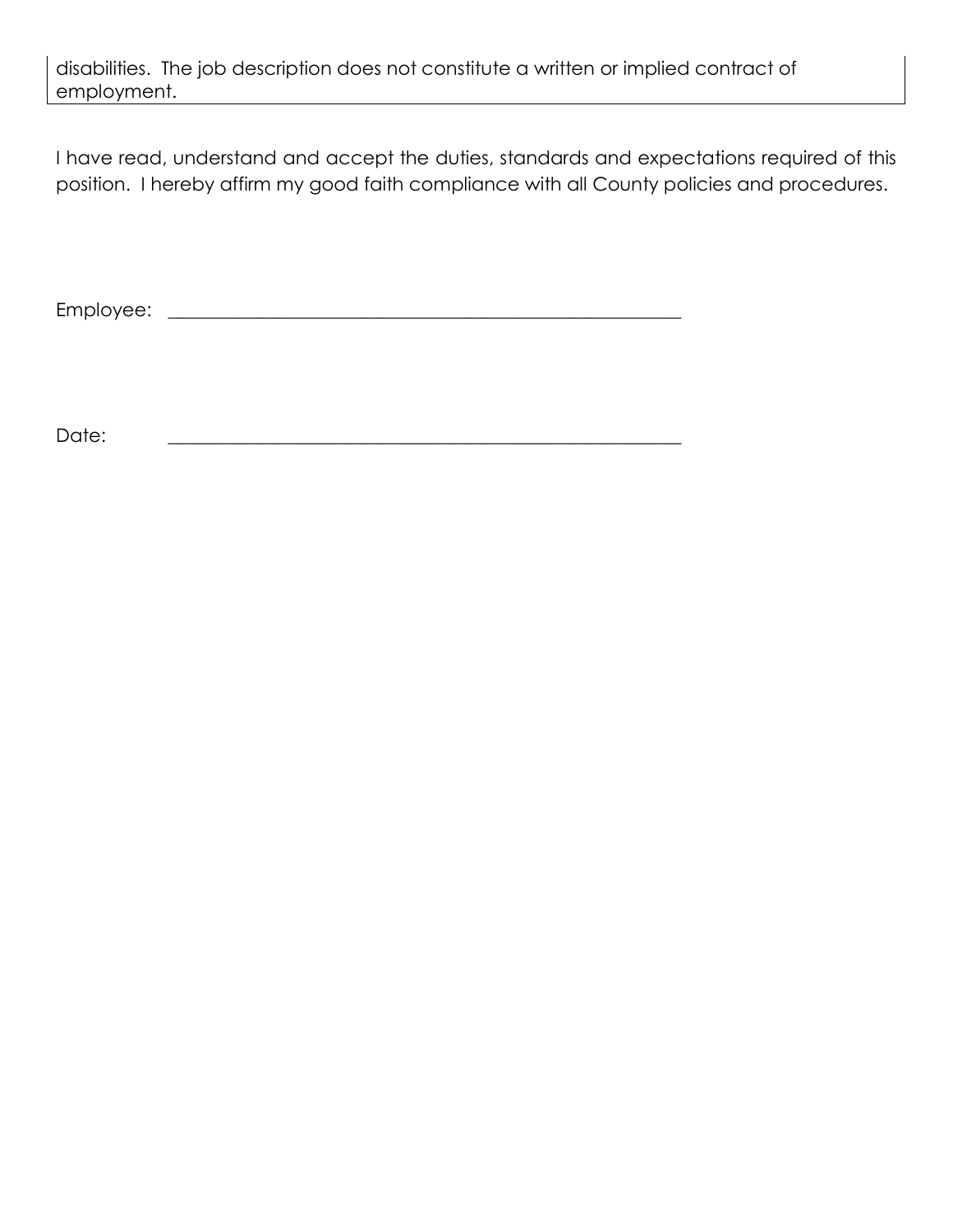disabilities. The job description does not constitute a written or implied contract of employment.

I have read, understand and accept the duties, standards and expectations required of this position. I hereby affirm my good faith compliance with all County policies and procedures.

Employee: ___________________________________________________________

Date: ___________________________________________________________